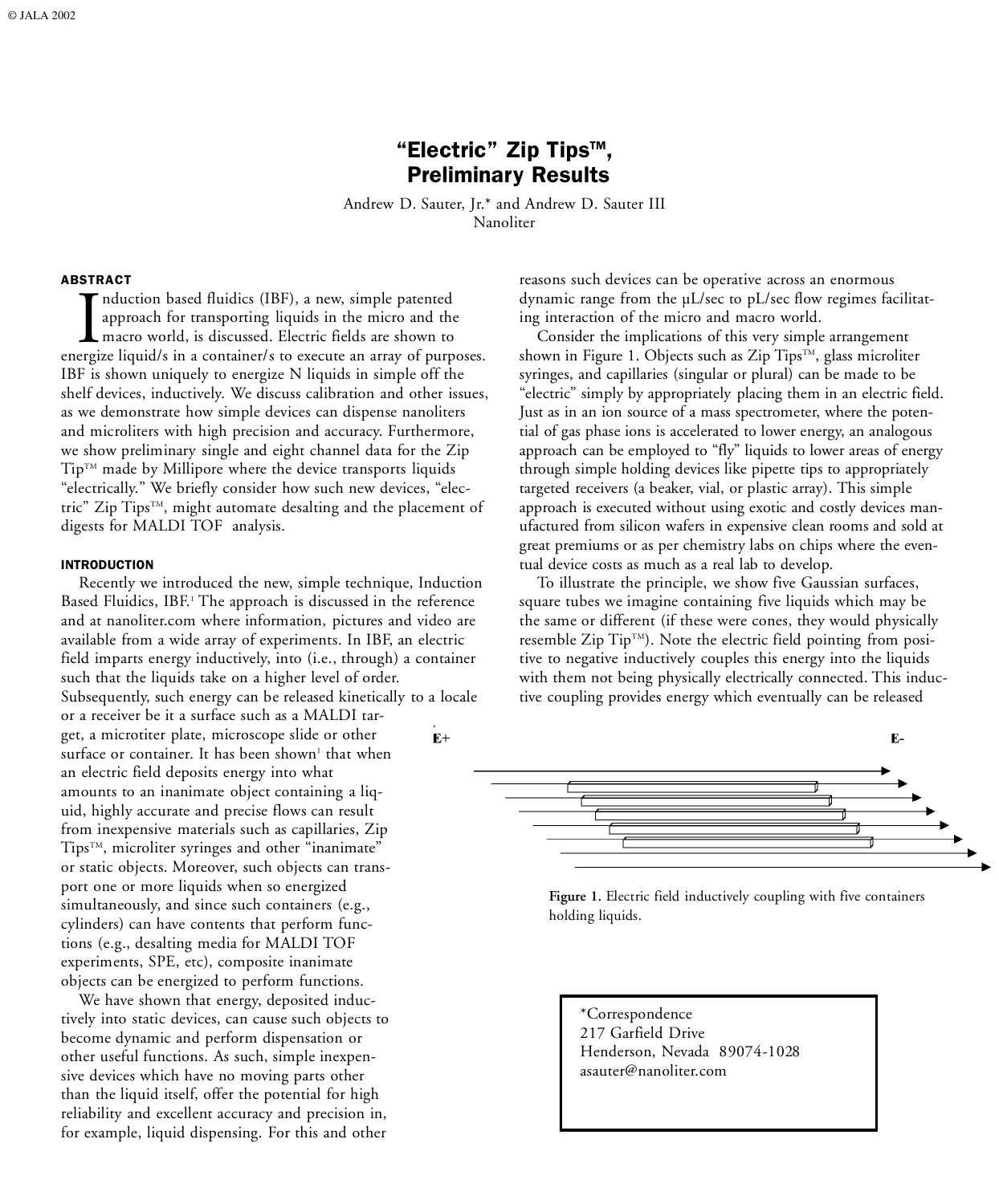# "Electric" Zip Tips™, Preliminary Results

Andrew D. Sauter, Jr.* and Andrew D. Sauter III
Nanoliter

## ABSTRACT

Induction based fluidics (IBF), a new, simple patented approach for transporting liquids in the micro and the macro world, is discussed. Electric fields are shown to energize liquid/s in a container/s to execute an array of purposes. IBF is shown uniquely to energize N liquids in simple off the shelf devices, inductively. We discuss calibration and other issues, as we demonstrate how simple devices can dispense nanoliters and microliters with high precision and accuracy. Furthermore, we show preliminary single and eight channel data for the Zip Tip™ made by Millipore where the device transports liquids "electrically." We briefly consider how such new devices, "electric" Zip Tips™, might automate desalting and the placement of digests for MALDI TOF analysis.

## INTRODUCTION

Recently we introduced the new, simple technique, Induction Based Fluidics, IBF.[1] The approach is discussed in the reference and at nanoliter.com where information, pictures and video are available from a wide array of experiments. In IBF, an electric field imparts energy inductively, into (i.e., through) a container such that the liquids take on a higher level of order. Subsequently, such energy can be released kinetically to a locale or a receiver be it a surface such as a MALDI target, a microtiter plate, microscope slide or other surface or container. It has been shown[1] that when an electric field deposits energy into what amounts to an inanimate object containing a liquid, highly accurate and precise flows can result from inexpensive materials such as capillaries, Zip Tips™, microliter syringes and other "inanimate" or static objects. Moreover, such objects can transport one or more liquids when so energized simultaneously, and since such containers (e.g., cylinders) can have contents that perform functions (e.g., desalting media for MALDI TOF experiments, SPE, etc), composite inanimate objects can be energized to perform functions.

We have shown that energy, deposited inductively into static devices, can cause such objects to become dynamic and perform dispensation or other useful functions. As such, simple inexpensive devices which have no moving parts other than the liquid itself, offer the potential for high reliability and excellent accuracy and precision in, for example, liquid dispensing. For this and other reasons such devices can be operative across an enormous dynamic range from the µL/sec to pL/sec flow regimes facilitating interaction of the micro and macro world.

Consider the implications of this very simple arrangement shown in Figure 1. Objects such as Zip Tips™, glass microliter syringes, and capillaries (singular or plural) can be made to be "electric" simply by appropriately placing them in an electric field. Just as in an ion source of a mass spectrometer, where the potential of gas phase ions is accelerated to lower energy, an analogous approach can be employed to "fly" liquids to lower areas of energy through simple holding devices like pipette tips to appropriately targeted receivers (a beaker, vial, or plastic array). This simple approach is executed without using exotic and costly devices manufactured from silicon wafers in expensive clean rooms and sold at great premiums or as per chemistry labs on chips where the eventual device costs as much as a real lab to develop.

To illustrate the principle, we show five Gaussian surfaces, square tubes we imagine containing five liquids which may be the same or different (if these were cones, they would physically resemble Zip Tip™). Note the electric field pointing from positive to negative inductively couples this energy into the liquids with them not being physically electrically connected. This inductive coupling provides energy which eventually can be released

E+ E-

Figure 1. Electric field inductively coupling with five containers holding liquids.

*Correspondence
217 Garfield Drive
Henderson, Nevada 89074-1028
asauter@nanoliter.com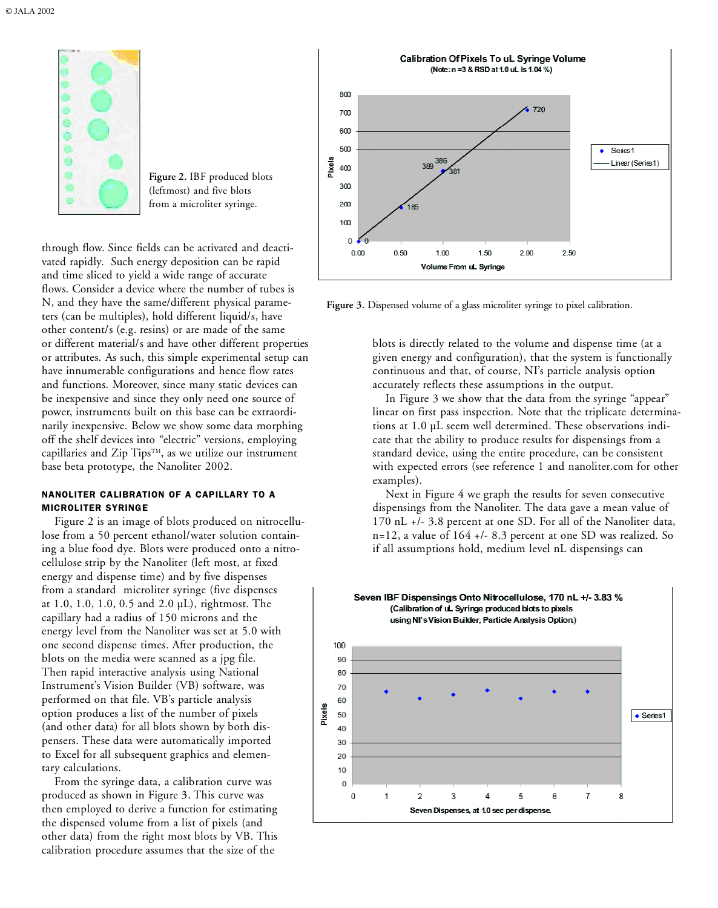Figure 2. IBF produced blots (leftmost) and five blots from a microliter syringe.

through flow. Since fields can be activated and deactivated rapidly. Such energy deposition can be rapid and time sliced to yield a wide range of accurate flows. Consider a device where the number of tubes is N, and they have the same/different physical parameters (can be multiples), hold different liquid/s, have other content/s (e.g. resins) or are made of the same or different material/s and have other different properties or attributes. As such, this simple experimental setup can have innumerable configurations and hence flow rates and functions. Moreover, since many static devices can be inexpensive and since they only need one source of power, instruments built on this base can be extraordinarily inexpensive. Below we show some data morphing off the shelf devices into "electric" versions, employing capillaries and Zip Tips™, as we utilize our instrument base beta prototype, the Nanoliter 2002.

## NANOLITER CALIBRATION OF A CAPILLARY TO A MICROLITER SYRINGE

Figure 2 is an image of blots produced on nitrocellulose from a 50 percent ethanol/water solution containing a blue food dye. Blots were produced onto a nitrocellulose strip by the Nanoliter (left most, at fixed energy and dispense time) and by five dispenses from a standard microliter syringe (five dispenses at 1.0, 1.0, 1.0, 0.5 and 2.0 µL), rightmost. The capillary had a radius of 150 microns and the energy level from the Nanoliter was set at 5.0 with one second dispense times. After production, the blots on the media were scanned as a jpg file. Then rapid interactive analysis using National Instrument's Vision Builder (VB) software, was performed on that file. VB's particle analysis option produces a list of the number of pixels (and other data) for all blots shown by both dispensers. These data were automatically imported to Excel for all subsequent graphics and elementary calculations.

From the syringe data, a calibration curve was produced as shown in Figure 3. This curve was then employed to derive a function for estimating the dispensed volume from a list of pixels (and other data) from the right most blots by VB. This calibration procedure assumes that the size of the blots is directly related to the volume and dispense time (at a given energy and configuration), that the system is functionally continuous and that, of course, NI's particle analysis option accurately reflects these assumptions in the output.

Figure 3. Dispensed volume of a glass microliter syringe to pixel calibration.

In Figure 3 we show that the data from the syringe "appear" linear on first pass inspection. Note that the triplicate determinations at 1.0 µL seem well determined. These observations indicate that the ability to produce results for dispensings from a standard device, using the entire procedure, can be consistent with expected errors (see reference 1 and nanoliter.com for other examples).

Next in Figure 4 we graph the results for seven consecutive dispensings from the Nanoliter. The data gave a mean value of 170 nL +/- 3.8 percent at one SD. For all of the Nanoliter data, n=12, a value of 164 +/- 8.3 percent at one SD was realized. So if all assumptions hold, medium level nL dispensings can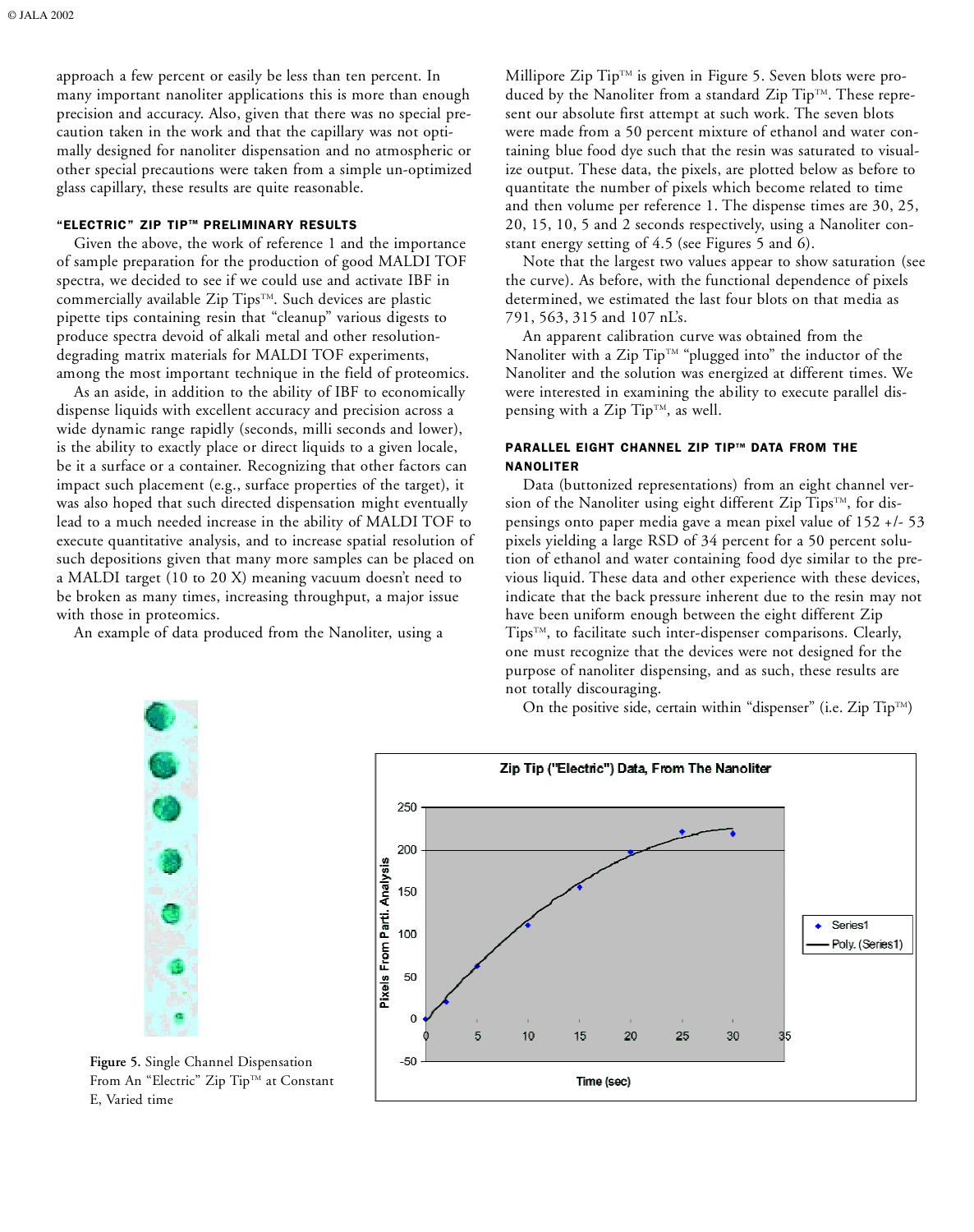approach a few percent or easily be less than ten percent. In many important nanoliter applications this is more than enough precision and accuracy. Also, given that there was no special precaution taken in the work and that the capillary was not optimally designed for nanoliter dispensation and no atmospheric or other special precautions were taken from a simple un-optimized glass capillary, these results are quite reasonable.

### "ELECTRIC" ZIP TIP™ PRELIMINARY RESULTS

Given the above, the work of reference 1 and the importance of sample preparation for the production of good MALDI TOF spectra, we decided to see if we could use and activate IBF in commercially available Zip Tips™. Such devices are plastic pipette tips containing resin that "cleanup" various digests to produce spectra devoid of alkali metal and other resolution-degrading matrix materials for MALDI TOF experiments, among the most important technique in the field of proteomics.

As an aside, in addition to the ability of IBF to economically dispense liquids with excellent accuracy and precision across a wide dynamic range rapidly (seconds, milli seconds and lower), is the ability to exactly place or direct liquids to a given locale, be it a surface or a container. Recognizing that other factors can impact such placement (e.g., surface properties of the target), it was also hoped that such directed dispensation might eventually lead to a much needed increase in the ability of MALDI TOF to execute quantitative analysis, and to increase spatial resolution of such depositions given that many more samples can be placed on a MALDI target (10 to 20 X) meaning vacuum doesn't need to be broken as many times, increasing throughput, a major issue with those in proteomics.

An example of data produced from the Nanoliter, using a Millipore Zip Tip™ is given in Figure 5. Seven blots were produced by the Nanoliter from a standard Zip Tip™. These represent our absolute first attempt at such work. The seven blots were made from a 50 percent mixture of ethanol and water containing blue food dye such that the resin was saturated to visualize output. These data, the pixels, are plotted below as before to quantitate the number of pixels which become related to time and then volume per reference 1. The dispense times are 30, 25, 20, 15, 10, 5 and 2 seconds respectively, using a Nanoliter constant energy setting of 4.5 (see Figures 5 and 6).

Note that the largest two values appear to show saturation (see the curve). As before, with the functional dependence of pixels determined, we estimated the last four blots on that media as 791, 563, 315 and 107 nL's.

An apparent calibration curve was obtained from the Nanoliter with a Zip Tip™ "plugged into" the inductor of the Nanoliter and the solution was energized at different times. We were interested in examining the ability to execute parallel dispensing with a Zip Tip™, as well.

### PARALLEL EIGHT CHANNEL ZIP TIP™ DATA FROM THE NANOLITER

Data (buttonized representations) from an eight channel version of the Nanoliter using eight different Zip Tips™, for dispensings onto paper media gave a mean pixel value of 152 +/- 53 pixels yielding a large RSD of 34 percent for a 50 percent solution of ethanol and water containing food dye similar to the previous liquid. These data and other experience with these devices, indicate that the back pressure inherent due to the resin may not have been uniform enough between the eight different Zip Tips™, to facilitate such inter-dispenser comparisons. Clearly, one must recognize that the devices were not designed for the purpose of nanoliter dispensing, and as such, these results are not totally discouraging.

On the positive side, certain within "dispenser" (i.e. Zip Tip™)

**Figure 5.** Single Channel Dispensation From An "Electric" Zip Tip™ at Constant E, Varied time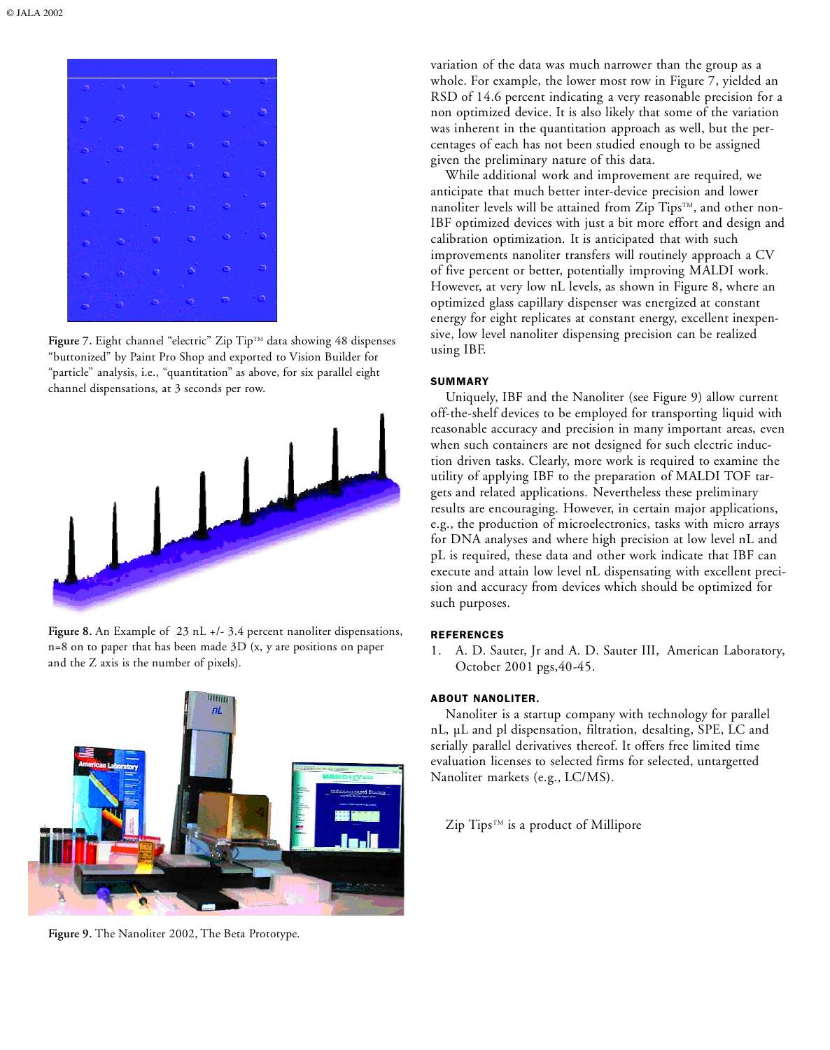Figure 7. Eight channel "electric" Zip Tip™ data showing 48 dispenses "buttonized" by Paint Pro Shop and exported to Vision Builder for "particle" analysis, i.e., "quantitation" as above, for six parallel eight channel dispensations, at 3 seconds per row.

Figure 8. An Example of 23 nL +/- 3.4 percent nanoliter dispensations, n=8 on to paper that has been made 3D (x, y are positions on paper and the Z axis is the number of pixels).

Figure 9. The Nanoliter 2002, The Beta Prototype.

variation of the data was much narrower than the group as a whole. For example, the lower most row in Figure 7, yielded an RSD of 14.6 percent indicating a very reasonable precision for a non optimized device. It is also likely that some of the variation was inherent in the quantitation approach as well, but the percentages of each has not been studied enough to be assigned given the preliminary nature of this data.

While additional work and improvement are required, we anticipate that much better inter-device precision and lower nanoliter levels will be attained from Zip Tips™, and other non-IBF optimized devices with just a bit more effort and design and calibration optimization. It is anticipated that with such improvements nanoliter transfers will routinely approach a CV of five percent or better, potentially improving MALDI work. However, at very low nL levels, as shown in Figure 8, where an optimized glass capillary dispenser was energized at constant energy for eight replicates at constant energy, excellent inexpensive, low level nanoliter dispensing precision can be realized using IBF.

## SUMMARY

Uniquely, IBF and the Nanoliter (see Figure 9) allow current off-the-shelf devices to be employed for transporting liquid with reasonable accuracy and precision in many important areas, even when such containers are not designed for such electric induction driven tasks. Clearly, more work is required to examine the utility of applying IBF to the preparation of MALDI TOF targets and related applications. Nevertheless these preliminary results are encouraging. However, in certain major applications, e.g., the production of microelectronics, tasks with micro arrays for DNA analyses and where high precision at low level nL and pL is required, these data and other work indicate that IBF can execute and attain low level nL dispensating with excellent precision and accuracy from devices which should be optimized for such purposes.

## REFERENCES

1. A. D. Sauter, Jr and A. D. Sauter III, American Laboratory, October 2001 pgs,40-45.

## ABOUT NANOLITER.

Nanoliter is a startup company with technology for parallel nL, µL and pl dispensation, filtration, desalting, SPE, LC and serially parallel derivatives thereof. It offers free limited time evaluation licenses to selected firms for selected, untargetted Nanoliter markets (e.g., LC/MS).

Zip Tips™ is a product of Millipore